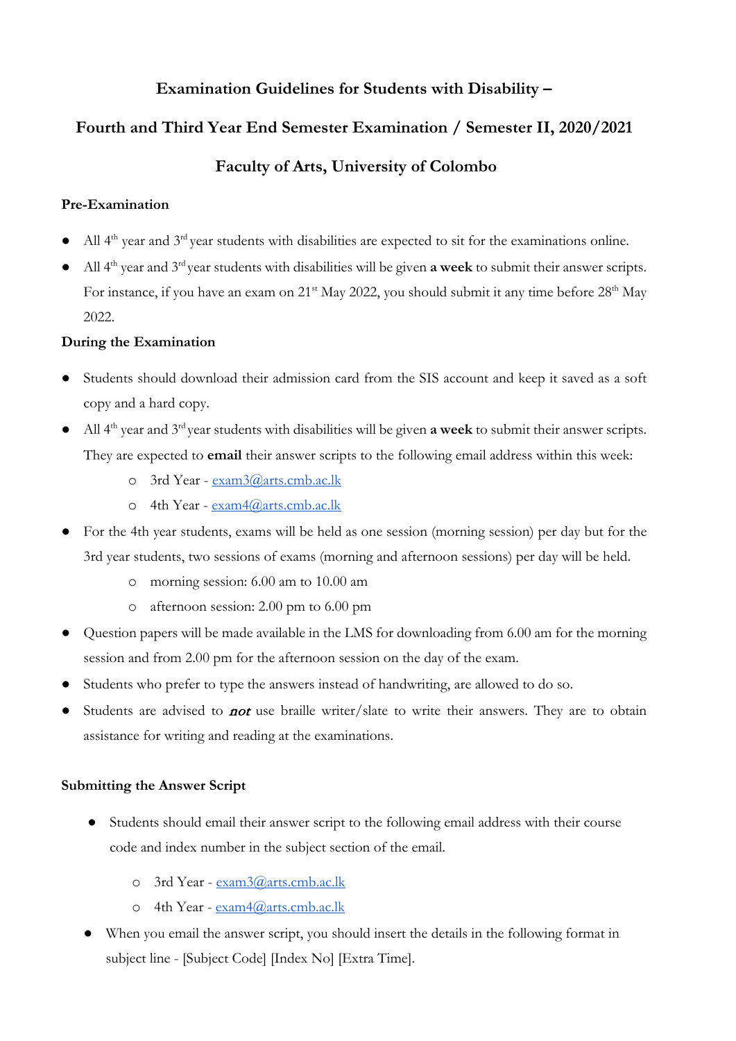# Examination Guidelines for Students with Disability –

# Fourth and Third Year End Semester Examination / Semester II, 2020/2021

# Faculty of Arts, University of Colombo

**Pre-Examination**

- All 4th year and 3rd year students with disabilities are expected to sit for the examinations online.
- All 4th year and 3rd year students with disabilities will be given **a week** to submit their answer scripts. For instance, if you have an exam on 21st May 2022, you should submit it any time before 28th May 2022.

**During the Examination**

- Students should download their admission card from the SIS account and keep it saved as a soft copy and a hard copy.
- All 4th year and 3rd year students with disabilities will be given **a week** to submit their answer scripts. They are expected to **email** their answer scripts to the following email address within this week:
  - 3rd Year - exam3@arts.cmb.ac.lk
  - 4th Year - exam4@arts.cmb.ac.lk
- For the 4th year students, exams will be held as one session (morning session) per day but for the 3rd year students, two sessions of exams (morning and afternoon sessions) per day will be held.
  - morning session: 6.00 am to 10.00 am
  - afternoon session: 2.00 pm to 6.00 pm
- Question papers will be made available in the LMS for downloading from 6.00 am for the morning session and from 2.00 pm for the afternoon session on the day of the exam.
- Students who prefer to type the answers instead of handwriting, are allowed to do so.
- Students are advised to ***not*** use braille writer/slate to write their answers. They are to obtain assistance for writing and reading at the examinations.

**Submitting the Answer Script**

- Students should email their answer script to the following email address with their course code and index number in the subject section of the email.
  - 3rd Year - exam3@arts.cmb.ac.lk
  - 4th Year - exam4@arts.cmb.ac.lk
- When you email the answer script, you should insert the details in the following format in subject line - [Subject Code] [Index No] [Extra Time].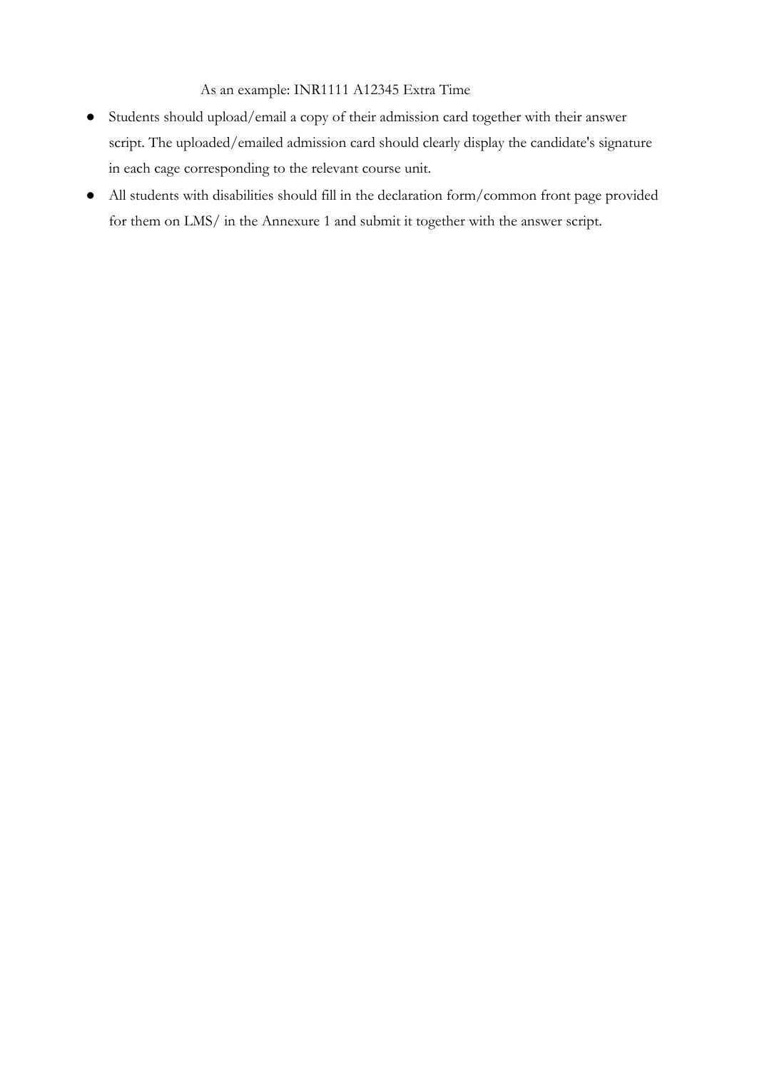As an example: INR1111 A12345 Extra Time

- Students should upload/email a copy of their admission card together with their answer script. The uploaded/emailed admission card should clearly display the candidate's signature in each cage corresponding to the relevant course unit.
- All students with disabilities should fill in the declaration form/common front page provided for them on LMS/ in the Annexure 1 and submit it together with the answer script.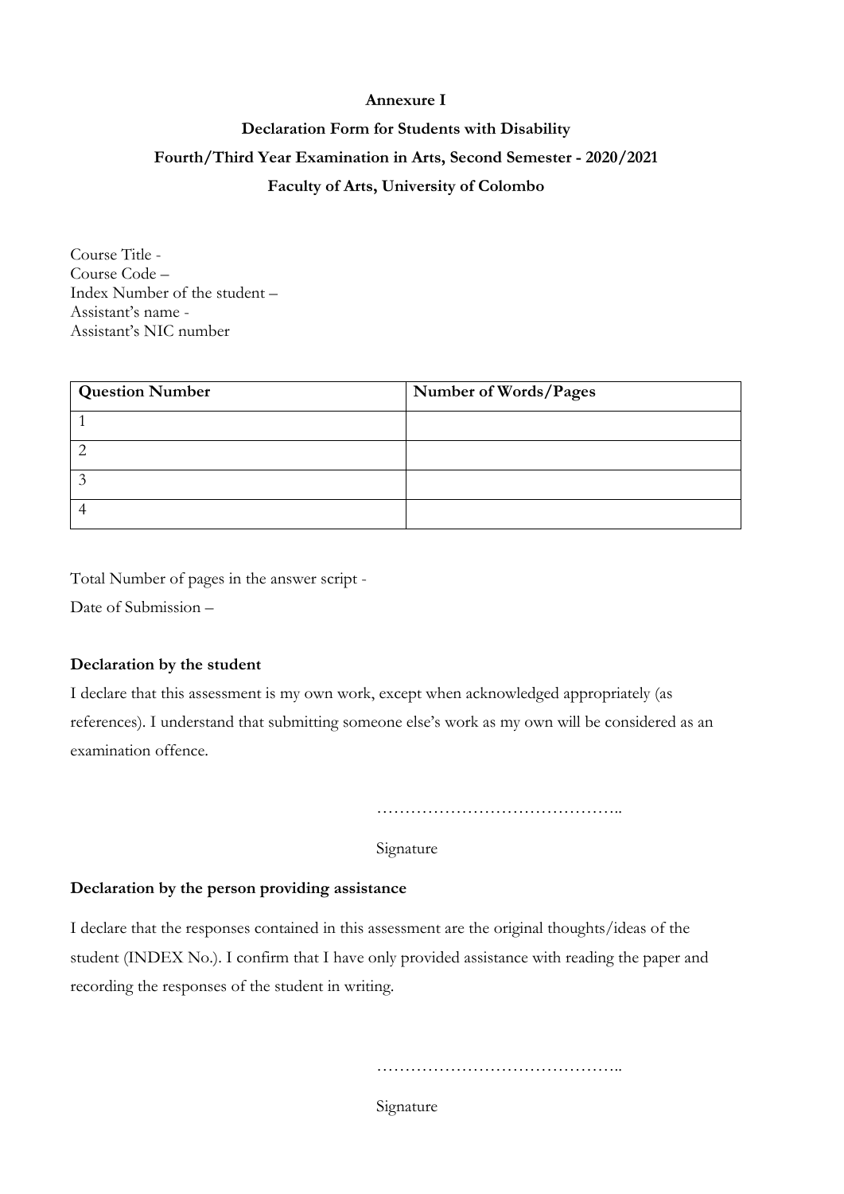**Annexure I**

**Declaration Form for Students with Disability**

**Fourth/Third Year Examination in Arts, Second Semester - 2020/2021**

**Faculty of Arts, University of Colombo**

Course Title -
Course Code –
Index Number of the student –
Assistant's name -
Assistant's NIC number

| Question Number | Number of Words/Pages |
|---|---|
| 1 | |
| 2 | |
| 3 | |
| 4 | |

Total Number of pages in the answer script -

Date of Submission –

**Declaration by the student**

I declare that this assessment is my own work, except when acknowledged appropriately (as references). I understand that submitting someone else's work as my own will be considered as an examination offence.

……………………………………..

Signature

**Declaration by the person providing assistance**

I declare that the responses contained in this assessment are the original thoughts/ideas of the student (INDEX No.). I confirm that I have only provided assistance with reading the paper and recording the responses of the student in writing.

……………………………………..

Signature